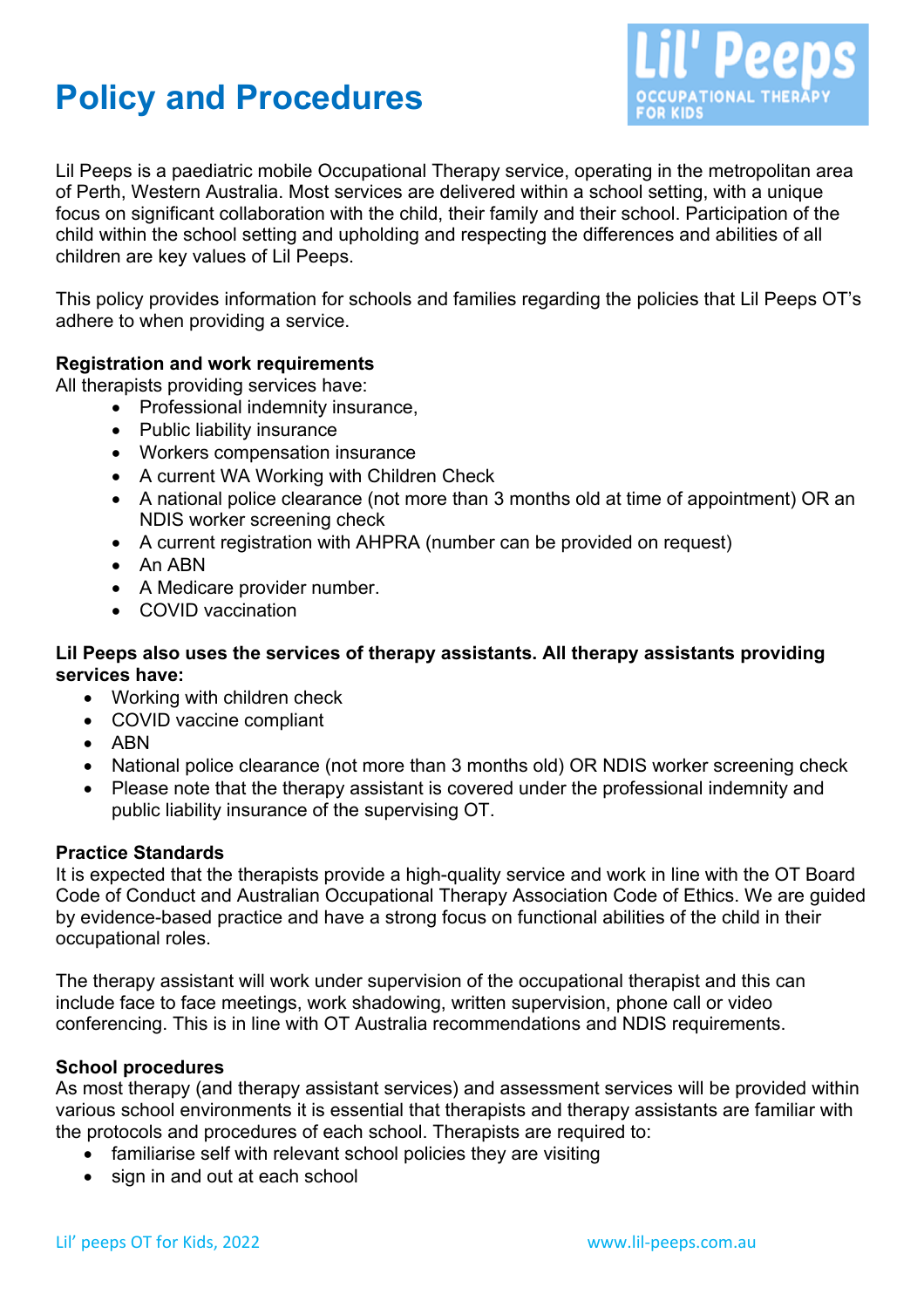# Policy and Procedures

Lil Peeps is a paediatric mobile Occupational Therapy service, operating in the metropolitan area of Perth, Western Australia. Most services are delivered within a school setting, with a unique focus on significant collaboration with the child, their family and their school. Participation of the child within the school setting and upholding and respecting the differences and abilities of all children are key values of Lil Peeps.

This policy provides information for schools and families regarding the policies that Lil Peeps OT's adhere to when providing a service.

**Registration and work requirements**

All therapists providing services have:

- Professional indemnity insurance,
- Public liability insurance
- Workers compensation insurance
- A current WA Working with Children Check
- A national police clearance (not more than 3 months old at time of appointment) OR an NDIS worker screening check
- A current registration with AHPRA (number can be provided on request)
- An ABN
- A Medicare provider number.
- COVID vaccination

**Lil Peeps also uses the services of therapy assistants. All therapy assistants providing services have:**

- Working with children check
- COVID vaccine compliant
- ABN
- National police clearance (not more than 3 months old) OR NDIS worker screening check
- Please note that the therapy assistant is covered under the professional indemnity and public liability insurance of the supervising OT.

**Practice Standards**

It is expected that the therapists provide a high-quality service and work in line with the OT Board Code of Conduct and Australian Occupational Therapy Association Code of Ethics. We are guided by evidence-based practice and have a strong focus on functional abilities of the child in their occupational roles.

The therapy assistant will work under supervision of the occupational therapist and this can include face to face meetings, work shadowing, written supervision, phone call or video conferencing. This is in line with OT Australia recommendations and NDIS requirements.

**School procedures**

As most therapy (and therapy assistant services) and assessment services will be provided within various school environments it is essential that therapists and therapy assistants are familiar with the protocols and procedures of each school. Therapists are required to:

- familiarise self with relevant school policies they are visiting
- sign in and out at each school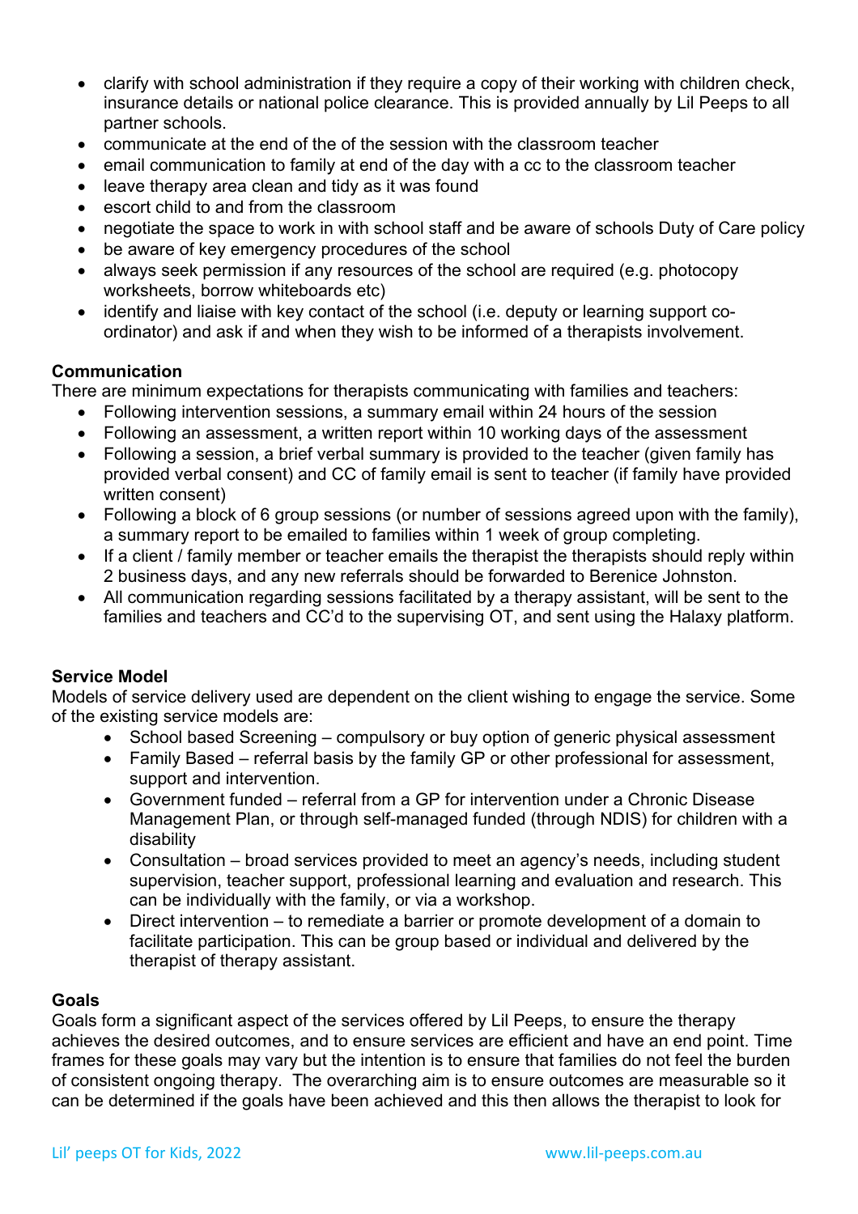- clarify with school administration if they require a copy of their working with children check, insurance details or national police clearance. This is provided annually by Lil Peeps to all partner schools.
- communicate at the end of the of the session with the classroom teacher
- email communication to family at end of the day with a cc to the classroom teacher
- leave therapy area clean and tidy as it was found
- escort child to and from the classroom
- negotiate the space to work in with school staff and be aware of schools Duty of Care policy
- be aware of key emergency procedures of the school
- always seek permission if any resources of the school are required (e.g. photocopy worksheets, borrow whiteboards etc)
- identify and liaise with key contact of the school (i.e. deputy or learning support co-ordinator) and ask if and when they wish to be informed of a therapists involvement.

**Communication**

There are minimum expectations for therapists communicating with families and teachers:

- Following intervention sessions, a summary email within 24 hours of the session
- Following an assessment, a written report within 10 working days of the assessment
- Following a session, a brief verbal summary is provided to the teacher (given family has provided verbal consent) and CC of family email is sent to teacher (if family have provided written consent)
- Following a block of 6 group sessions (or number of sessions agreed upon with the family), a summary report to be emailed to families within 1 week of group completing.
- If a client / family member or teacher emails the therapist the therapists should reply within 2 business days, and any new referrals should be forwarded to Berenice Johnston.
- All communication regarding sessions facilitated by a therapy assistant, will be sent to the families and teachers and CC'd to the supervising OT, and sent using the Halaxy platform.

**Service Model**

Models of service delivery used are dependent on the client wishing to engage the service. Some of the existing service models are:

- School based Screening – compulsory or buy option of generic physical assessment
- Family Based – referral basis by the family GP or other professional for assessment, support and intervention.
- Government funded – referral from a GP for intervention under a Chronic Disease Management Plan, or through self-managed funded (through NDIS) for children with a disability
- Consultation – broad services provided to meet an agency's needs, including student supervision, teacher support, professional learning and evaluation and research. This can be individually with the family, or via a workshop.
- Direct intervention – to remediate a barrier or promote development of a domain to facilitate participation. This can be group based or individual and delivered by the therapist of therapy assistant.

**Goals**

Goals form a significant aspect of the services offered by Lil Peeps, to ensure the therapy achieves the desired outcomes, and to ensure services are efficient and have an end point. Time frames for these goals may vary but the intention is to ensure that families do not feel the burden of consistent ongoing therapy. The overarching aim is to ensure outcomes are measurable so it can be determined if the goals have been achieved and this then allows the therapist to look for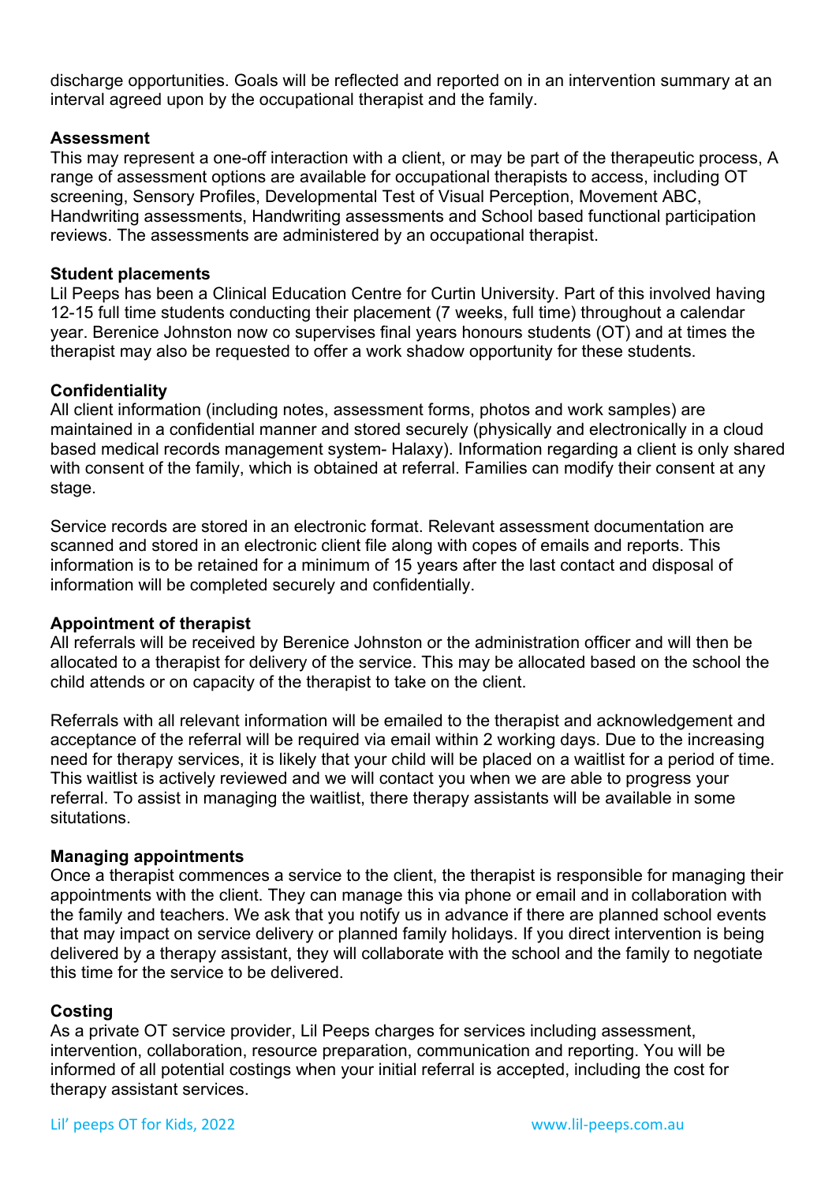discharge opportunities. Goals will be reflected and reported on in an intervention summary at an interval agreed upon by the occupational therapist and the family.

**Assessment**

This may represent a one-off interaction with a client, or may be part of the therapeutic process, A range of assessment options are available for occupational therapists to access, including OT screening, Sensory Profiles, Developmental Test of Visual Perception, Movement ABC, Handwriting assessments, Handwriting assessments and School based functional participation reviews. The assessments are administered by an occupational therapist.

**Student placements**

Lil Peeps has been a Clinical Education Centre for Curtin University. Part of this involved having 12-15 full time students conducting their placement (7 weeks, full time) throughout a calendar year. Berenice Johnston now co supervises final years honours students (OT) and at times the therapist may also be requested to offer a work shadow opportunity for these students.

**Confidentiality**

All client information (including notes, assessment forms, photos and work samples) are maintained in a confidential manner and stored securely (physically and electronically in a cloud based medical records management system- Halaxy). Information regarding a client is only shared with consent of the family, which is obtained at referral. Families can modify their consent at any stage.

Service records are stored in an electronic format. Relevant assessment documentation are scanned and stored in an electronic client file along with copes of emails and reports. This information is to be retained for a minimum of 15 years after the last contact and disposal of information will be completed securely and confidentially.

**Appointment of therapist**

All referrals will be received by Berenice Johnston or the administration officer and will then be allocated to a therapist for delivery of the service. This may be allocated based on the school the child attends or on capacity of the therapist to take on the client.

Referrals with all relevant information will be emailed to the therapist and acknowledgement and acceptance of the referral will be required via email within 2 working days. Due to the increasing need for therapy services, it is likely that your child will be placed on a waitlist for a period of time. This waitlist is actively reviewed and we will contact you when we are able to progress your referral. To assist in managing the waitlist, there therapy assistants will be available in some situtations.

**Managing appointments**

Once a therapist commences a service to the client, the therapist is responsible for managing their appointments with the client. They can manage this via phone or email and in collaboration with the family and teachers. We ask that you notify us in advance if there are planned school events that may impact on service delivery or planned family holidays. If you direct intervention is being delivered by a therapy assistant, they will collaborate with the school and the family to negotiate this time for the service to be delivered.

**Costing**

As a private OT service provider, Lil Peeps charges for services including assessment, intervention, collaboration, resource preparation, communication and reporting. You will be informed of all potential costings when your initial referral is accepted, including the cost for therapy assistant services.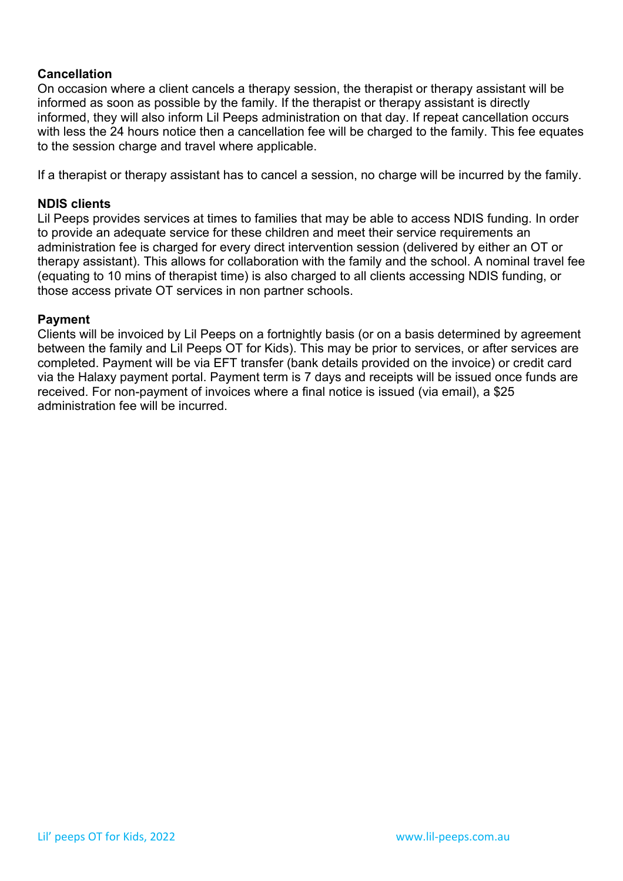**Cancellation**

On occasion where a client cancels a therapy session, the therapist or therapy assistant will be informed as soon as possible by the family. If the therapist or therapy assistant is directly informed, they will also inform Lil Peeps administration on that day. If repeat cancellation occurs with less the 24 hours notice then a cancellation fee will be charged to the family. This fee equates to the session charge and travel where applicable.

If a therapist or therapy assistant has to cancel a session, no charge will be incurred by the family.

**NDIS clients**

Lil Peeps provides services at times to families that may be able to access NDIS funding. In order to provide an adequate service for these children and meet their service requirements an administration fee is charged for every direct intervention session (delivered by either an OT or therapy assistant). This allows for collaboration with the family and the school. A nominal travel fee (equating to 10 mins of therapist time) is also charged to all clients accessing NDIS funding, or those access private OT services in non partner schools.

**Payment**

Clients will be invoiced by Lil Peeps on a fortnightly basis (or on a basis determined by agreement between the family and Lil Peeps OT for Kids). This may be prior to services, or after services are completed. Payment will be via EFT transfer (bank details provided on the invoice) or credit card via the Halaxy payment portal. Payment term is 7 days and receipts will be issued once funds are received. For non-payment of invoices where a final notice is issued (via email), a $25 administration fee will be incurred.